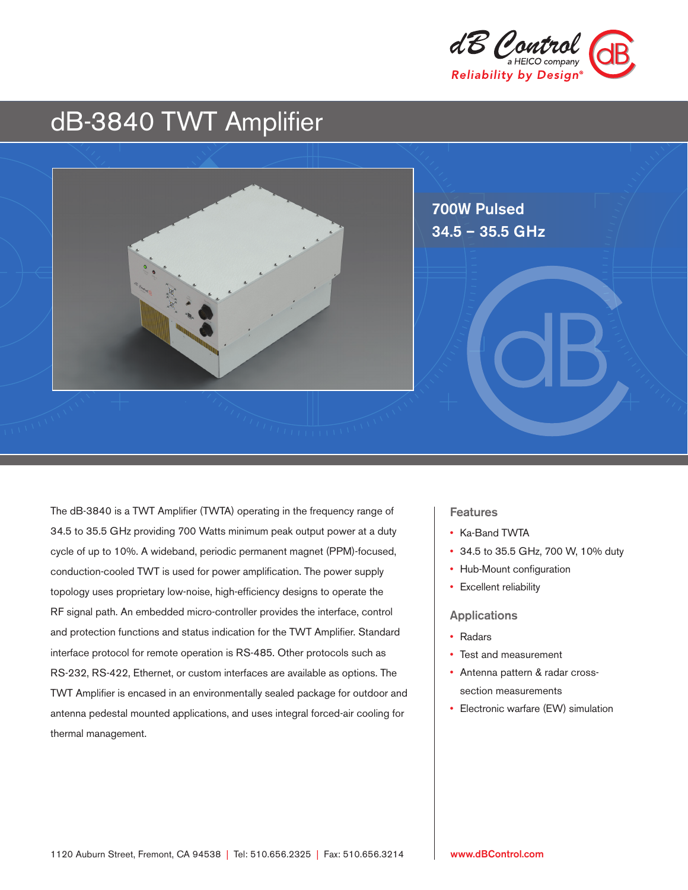dB Control
a HEICO company
Reliability by Design®

# dB-3840 TWT Amplifier

**700W Pulsed**
**34.5 – 35.5 GHz**

The dB-3840 is a TWT Amplifier (TWTA) operating in the frequency range of 34.5 to 35.5 GHz providing 700 Watts minimum peak output power at a duty cycle of up to 10%. A wideband, periodic permanent magnet (PPM)-focused, conduction-cooled TWT is used for power amplification. The power supply topology uses proprietary low-noise, high-efficiency designs to operate the RF signal path. An embedded micro-controller provides the interface, control and protection functions and status indication for the TWT Amplifier. Standard interface protocol for remote operation is RS-485. Other protocols such as RS-232, RS-422, Ethernet, or custom interfaces are available as options. The TWT Amplifier is encased in an environmentally sealed package for outdoor and antenna pedestal mounted applications, and uses integral forced-air cooling for thermal management.

## Features

- Ka-Band TWTA
- 34.5 to 35.5 GHz, 700 W, 10% duty
- Hub-Mount configuration
- Excellent reliability

## Applications

- Radars
- Test and measurement
- Antenna pattern & radar cross-section measurements
- Electronic warfare (EW) simulation

1120 Auburn Street, Fremont, CA 94538 | Tel: 510.656.2325 | Fax: 510.656.3214

www.dBControl.com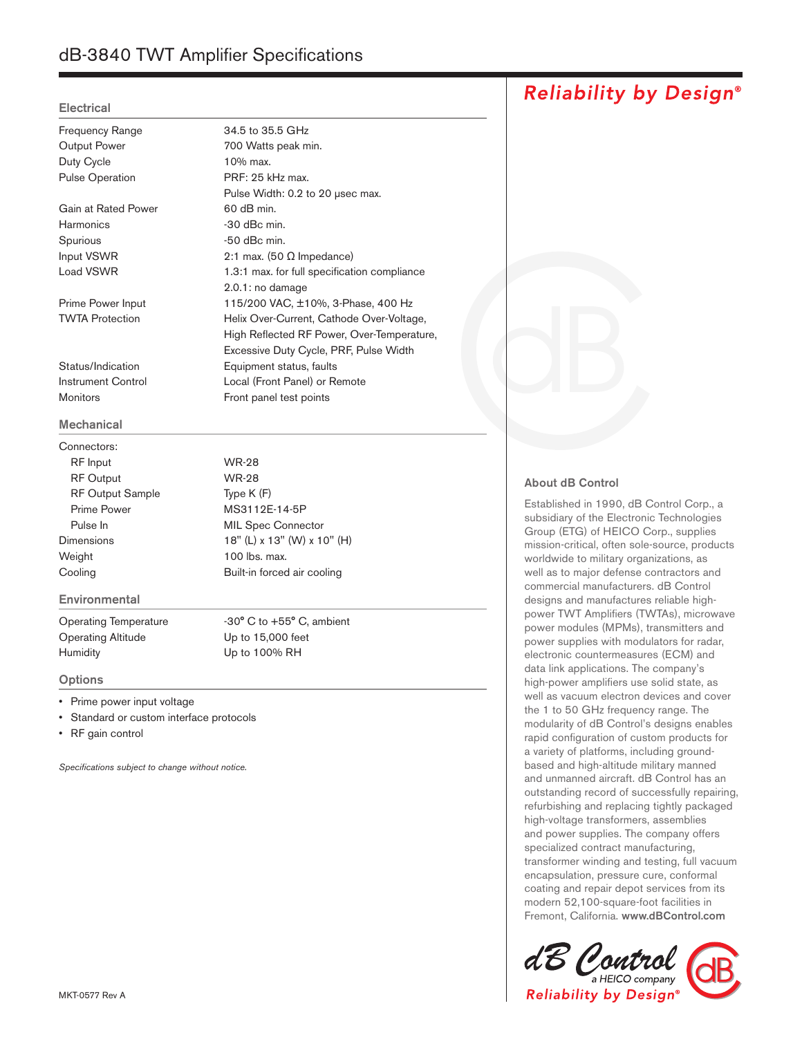# dB-3840 TWT Amplifier Specifications

## Electrical

| | |
|---|---|
| Frequency Range | 34.5 to 35.5 GHz |
| Output Power | 700 Watts peak min. |
| Duty Cycle | 10% max. |
| Pulse Operation | PRF: 25 kHz max.<br>Pulse Width: 0.2 to 20 μsec max. |
| Gain at Rated Power | 60 dB min. |
| Harmonics | -30 dBc min. |
| Spurious | -50 dBc min. |
| Input VSWR | 2:1 max. (50 Ω Impedance) |
| Load VSWR | 1.3:1 max. for full specification compliance<br>2.0.1: no damage |
| Prime Power Input | 115/200 VAC, ±10%, 3-Phase, 400 Hz |
| TWTA Protection | Helix Over-Current, Cathode Over-Voltage, High Reflected RF Power, Over-Temperature, Excessive Duty Cycle, PRF, Pulse Width |
| Status/Indication | Equipment status, faults |
| Instrument Control | Local (Front Panel) or Remote |
| Monitors | Front panel test points |

## Mechanical

| | |
|---|---|
| Connectors: | |
| RF Input | WR-28 |
| RF Output | WR-28 |
| RF Output Sample | Type K (F) |
| Prime Power | MS3112E-14-5P |
| Pulse In | MIL Spec Connector |
| Dimensions | 18" (L) x 13" (W) x 10" (H) |
| Weight | 100 lbs. max. |
| Cooling | Built-in forced air cooling |

## Environmental

| | |
|---|---|
| Operating Temperature | -30° C to +55° C, ambient |
| Operating Altitude | Up to 15,000 feet |
| Humidity | Up to 100% RH |

## Options

- Prime power input voltage
- Standard or custom interface protocols
- RF gain control

*Specifications subject to change without notice.*

MKT-0577 Rev A

*Reliability by Design®*

### About dB Control

Established in 1990, dB Control Corp., a subsidiary of the Electronic Technologies Group (ETG) of HEICO Corp., supplies mission-critical, often sole-source, products worldwide to military organizations, as well as to major defense contractors and commercial manufacturers. dB Control designs and manufactures reliable high-power TWT Amplifiers (TWTAs), microwave power modules (MPMs), transmitters and power supplies with modulators for radar, electronic countermeasures (ECM) and data link applications. The company's high-power amplifiers use solid state, as well as vacuum electron devices and cover the 1 to 50 GHz frequency range. The modularity of dB Control's designs enables rapid configuration of custom products for a variety of platforms, including ground-based and high-altitude military manned and unmanned aircraft. dB Control has an outstanding record of successfully repairing, refurbishing and replacing tightly packaged high-voltage transformers, assemblies and power supplies. The company offers specialized contract manufacturing, transformer winding and testing, full vacuum encapsulation, pressure cure, conformal coating and repair depot services from its modern 52,100-square-foot facilities in Fremont, California. **www.dBControl.com**

dB Control
a HEICO company
*Reliability by Design®*